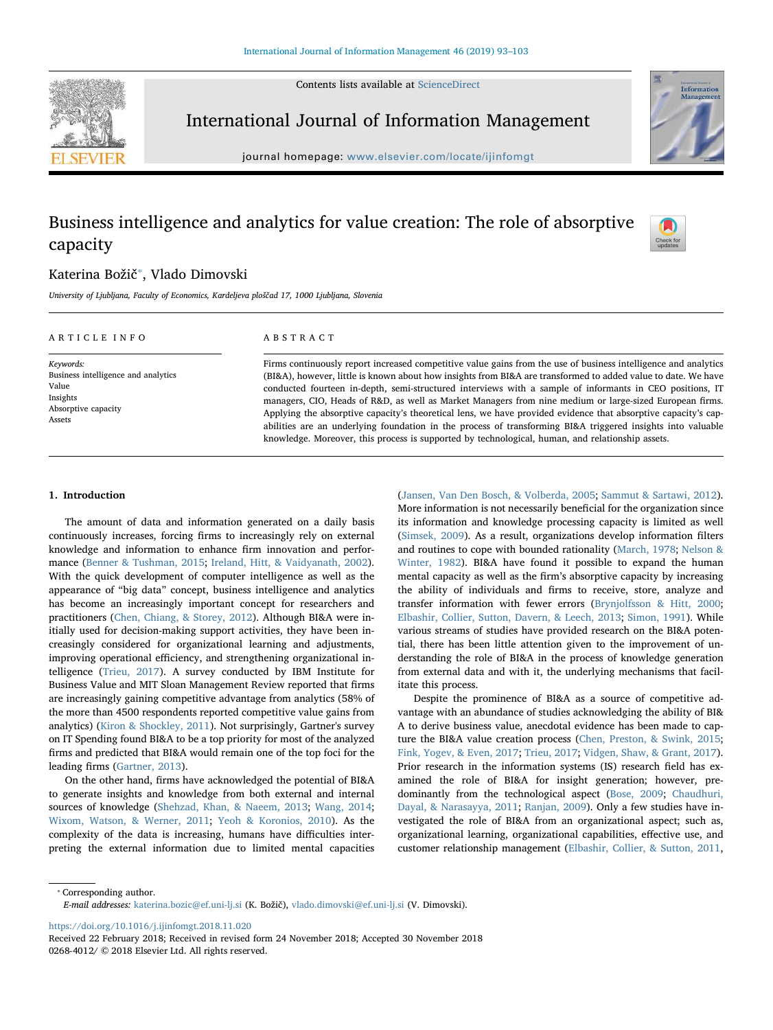# Business intelligence and analytics for value creation: The role of absorptive capacity

Katerina Božič[*], Vlado Dimovski

*University of Ljubljana, Faculty of Economics, Kardeljeva ploščad 17, 1000 Ljubljana, Slovenia*

## ARTICLE INFO

*Keywords:*
Business intelligence and analytics
Value
Insights
Absorptive capacity
Assets

## ABSTRACT

Firms continuously report increased competitive value gains from the use of business intelligence and analytics (BI&A), however, little is known about how insights from BI&A are transformed to added value to date. We have conducted fourteen in-depth, semi-structured interviews with a sample of informants in CEO positions, IT managers, CIO, Heads of R&D, as well as Market Managers from nine medium or large-sized European firms. Applying the absorptive capacity's theoretical lens, we have provided evidence that absorptive capacity's capabilities are an underlying foundation in the process of transforming BI&A triggered insights into valuable knowledge. Moreover, this process is supported by technological, human, and relationship assets.

## 1. Introduction

The amount of data and information generated on a daily basis continuously increases, forcing firms to increasingly rely on external knowledge and information to enhance firm innovation and performance (Benner & Tushman, 2015; Ireland, Hitt, & Vaidyanath, 2002). With the quick development of computer intelligence as well as the appearance of "big data" concept, business intelligence and analytics has become an increasingly important concept for researchers and practitioners (Chen, Chiang, & Storey, 2012). Although BI&A were initially used for decision-making support activities, they have been increasingly considered for organizational learning and adjustments, improving operational efficiency, and strengthening organizational intelligence (Trieu, 2017). A survey conducted by IBM Institute for Business Value and MIT Sloan Management Review reported that firms are increasingly gaining competitive advantage from analytics (58% of the more than 4500 respondents reported competitive value gains from analytics) (Kiron & Shockley, 2011). Not surprisingly, Gartner's survey on IT Spending found BI&A to be a top priority for most of the analyzed firms and predicted that BI&A would remain one of the top foci for the leading firms (Gartner, 2013).

On the other hand, firms have acknowledged the potential of BI&A to generate insights and knowledge from both external and internal sources of knowledge (Shehzad, Khan, & Naeem, 2013; Wang, 2014; Wixom, Watson, & Werner, 2011; Yeoh & Koronios, 2010). As the complexity of the data is increasing, humans have difficulties interpreting the external information due to limited mental capacities (Jansen, Van Den Bosch, & Volberda, 2005; Sammut & Sartawi, 2012). More information is not necessarily beneficial for the organization since its information and knowledge processing capacity is limited as well (Simsek, 2009). As a result, organizations develop information filters and routines to cope with bounded rationality (March, 1978; Nelson & Winter, 1982). BI&A have found it possible to expand the human mental capacity as well as the firm's absorptive capacity by increasing the ability of individuals and firms to receive, store, analyze and transfer information with fewer errors (Brynjolfsson & Hitt, 2000; Elbashir, Collier, Sutton, Davern, & Leech, 2013; Simon, 1991). While various streams of studies have provided research on the BI&A potential, there has been little attention given to the improvement of understanding the role of BI&A in the process of knowledge generation from external data and with it, the underlying mechanisms that facilitate this process.

Despite the prominence of BI&A as a source of competitive advantage with an abundance of studies acknowledging the ability of BI&A to derive business value, anecdotal evidence has been made to capture the BI&A value creation process (Chen, Preston, & Swink, 2015; Fink, Yogev, & Even, 2017; Trieu, 2017; Vidgen, Shaw, & Grant, 2017). Prior research in the information systems (IS) research field has examined the role of BI&A for insight generation; however, predominantly from the technological aspect (Bose, 2009; Chaudhuri, Dayal, & Narasayya, 2011; Ranjan, 2009). Only a few studies have investigated the role of BI&A from an organizational aspect; such as, organizational learning, organizational capabilities, effective use, and customer relationship management (Elbashir, Collier, & Sutton, 2011,

[*] Corresponding author.
*E-mail addresses:* katerina.bozic@ef.uni-lj.si (K. Božič), vlado.dimovski@ef.uni-lj.si (V. Dimovski).

https://doi.org/10.1016/j.ijinfomgt.2018.11.020
Received 22 February 2018; Received in revised form 24 November 2018; Accepted 30 November 2018
0268-4012/ © 2018 Elsevier Ltd. All rights reserved.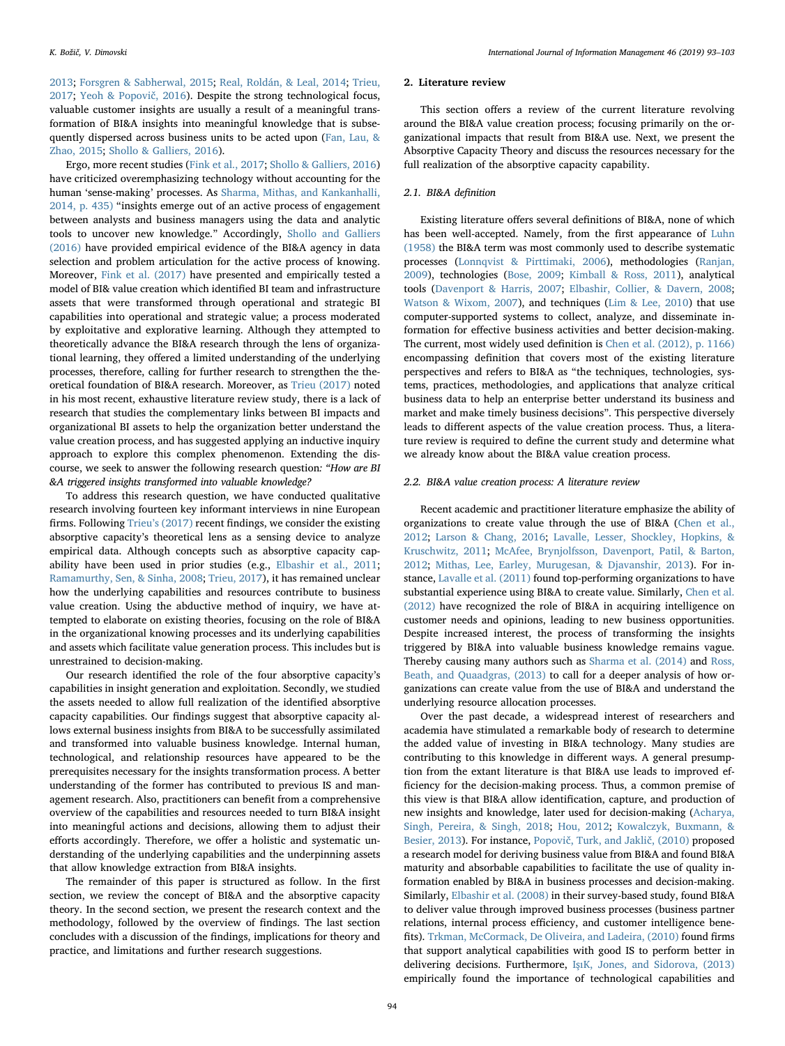2013; Forsgren & Sabherwal, 2015; Real, Roldán, & Leal, 2014; Trieu, 2017; Yeoh & Popovič, 2016). Despite the strong technological focus, valuable customer insights are usually a result of a meaningful transformation of BI&A insights into meaningful knowledge that is subsequently dispersed across business units to be acted upon (Fan, Lau, & Zhao, 2015; Shollo & Galliers, 2016).

Ergo, more recent studies (Fink et al., 2017; Shollo & Galliers, 2016) have criticized overemphasizing technology without accounting for the human 'sense-making' processes. As Sharma, Mithas, and Kankanhalli, 2014, p. 435) "insights emerge out of an active process of engagement between analysts and business managers using the data and analytic tools to uncover new knowledge." Accordingly, Shollo and Galliers (2016) have provided empirical evidence of the BI&A agency in data selection and problem articulation for the active process of knowing. Moreover, Fink et al. (2017) have presented and empirically tested a model of BI& value creation which identified BI team and infrastructure assets that were transformed through operational and strategic BI capabilities into operational and strategic value; a process moderated by exploitative and explorative learning. Although they attempted to theoretically advance the BI&A research through the lens of organizational learning, they offered a limited understanding of the underlying processes, therefore, calling for further research to strengthen the theoretical foundation of BI&A research. Moreover, as Trieu (2017) noted in his most recent, exhaustive literature review study, there is a lack of research that studies the complementary links between BI impacts and organizational BI assets to help the organization better understand the value creation process, and has suggested applying an inductive inquiry approach to explore this complex phenomenon. Extending the discourse, we seek to answer the following research question*: "How are BI &A triggered insights transformed into valuable knowledge?*

To address this research question, we have conducted qualitative research involving fourteen key informant interviews in nine European firms. Following Trieu's (2017) recent findings, we consider the existing absorptive capacity's theoretical lens as a sensing device to analyze empirical data. Although concepts such as absorptive capacity capability have been used in prior studies (e.g., Elbashir et al., 2011; Ramamurthy, Sen, & Sinha, 2008; Trieu, 2017), it has remained unclear how the underlying capabilities and resources contribute to business value creation. Using the abductive method of inquiry, we have attempted to elaborate on existing theories, focusing on the role of BI&A in the organizational knowing processes and its underlying capabilities and assets which facilitate value generation process. This includes but is unrestrained to decision-making.

Our research identified the role of the four absorptive capacity's capabilities in insight generation and exploitation. Secondly, we studied the assets needed to allow full realization of the identified absorptive capacity capabilities. Our findings suggest that absorptive capacity allows external business insights from BI&A to be successfully assimilated and transformed into valuable business knowledge. Internal human, technological, and relationship resources have appeared to be the prerequisites necessary for the insights transformation process. A better understanding of the former has contributed to previous IS and management research. Also, practitioners can benefit from a comprehensive overview of the capabilities and resources needed to turn BI&A insight into meaningful actions and decisions, allowing them to adjust their efforts accordingly. Therefore, we offer a holistic and systematic understanding of the underlying capabilities and the underpinning assets that allow knowledge extraction from BI&A insights.

The remainder of this paper is structured as follow. In the first section, we review the concept of BI&A and the absorptive capacity theory. In the second section, we present the research context and the methodology, followed by the overview of findings. The last section concludes with a discussion of the findings, implications for theory and practice, and limitations and further research suggestions.

## 2. Literature review

This section offers a review of the current literature revolving around the BI&A value creation process; focusing primarily on the organizational impacts that result from BI&A use. Next, we present the Absorptive Capacity Theory and discuss the resources necessary for the full realization of the absorptive capacity capability.

### 2.1. BI&A definition

Existing literature offers several definitions of BI&A, none of which has been well-accepted. Namely, from the first appearance of Luhn (1958) the BI&A term was most commonly used to describe systematic processes (Lonnqvist & Pirttimaki, 2006), methodologies (Ranjan, 2009), technologies (Bose, 2009; Kimball & Ross, 2011), analytical tools (Davenport & Harris, 2007; Elbashir, Collier, & Davern, 2008; Watson & Wixom, 2007), and techniques (Lim & Lee, 2010) that use computer-supported systems to collect, analyze, and disseminate information for effective business activities and better decision-making. The current, most widely used definition is Chen et al. (2012), p. 1166) encompassing definition that covers most of the existing literature perspectives and refers to BI&A as "the techniques, technologies, systems, practices, methodologies, and applications that analyze critical business data to help an enterprise better understand its business and market and make timely business decisions". This perspective diversely leads to different aspects of the value creation process. Thus, a literature review is required to define the current study and determine what we already know about the BI&A value creation process.

### 2.2. BI&A value creation process: A literature review

Recent academic and practitioner literature emphasize the ability of organizations to create value through the use of BI&A (Chen et al., 2012; Larson & Chang, 2016; Lavalle, Lesser, Shockley, Hopkins, & Kruschwitz, 2011; McAfee, Brynjolfsson, Davenport, Patil, & Barton, 2012; Mithas, Lee, Earley, Murugesan, & Djavanshir, 2013). For instance, Lavalle et al. (2011) found top-performing organizations to have substantial experience using BI&A to create value. Similarly, Chen et al. (2012) have recognized the role of BI&A in acquiring intelligence on customer needs and opinions, leading to new business opportunities. Despite increased interest, the process of transforming the insights triggered by BI&A into valuable business knowledge remains vague. Thereby causing many authors such as Sharma et al. (2014) and Ross, Beath, and Quaadgras, (2013) to call for a deeper analysis of how organizations can create value from the use of BI&A and understand the underlying resource allocation processes.

Over the past decade, a widespread interest of researchers and academia have stimulated a remarkable body of research to determine the added value of investing in BI&A technology. Many studies are contributing to this knowledge in different ways. A general presumption from the extant literature is that BI&A use leads to improved efficiency for the decision-making process. Thus, a common premise of this view is that BI&A allow identification, capture, and production of new insights and knowledge, later used for decision-making (Acharya, Singh, Pereira, & Singh, 2018; Hou, 2012; Kowalczyk, Buxmann, & Besier, 2013). For instance, Popovič, Turk, and Jaklič, (2010) proposed a research model for deriving business value from BI&A and found BI&A maturity and absorbable capabilities to facilitate the use of quality information enabled by BI&A in business processes and decision-making. Similarly, Elbashir et al. (2008) in their survey-based study, found BI&A to deliver value through improved business processes (business partner relations, internal process efficiency, and customer intelligence benefits). Trkman, McCormack, De Oliveira, and Ladeira, (2010) found firms that support analytical capabilities with good IS to perform better in delivering decisions. Furthermore, IşıK, Jones, and Sidorova, (2013) empirically found the importance of technological capabilities and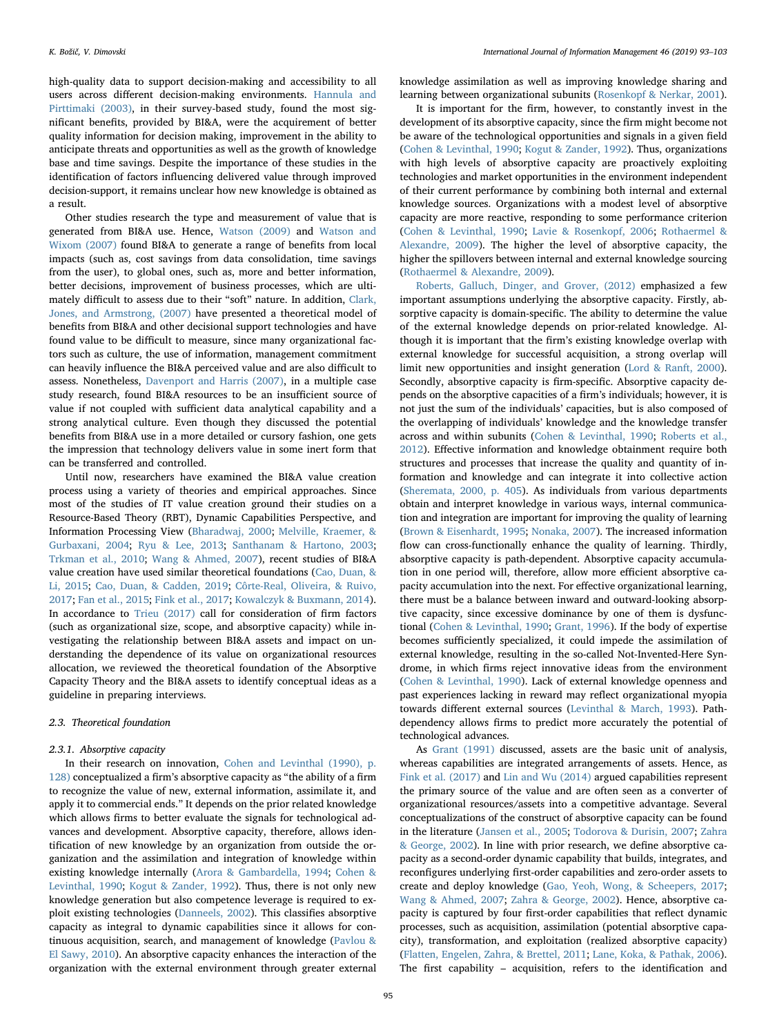high-quality data to support decision-making and accessibility to all users across different decision-making environments. Hannula and Pirttimaki (2003), in their survey-based study, found the most significant benefits, provided by BI&A, were the acquirement of better quality information for decision making, improvement in the ability to anticipate threats and opportunities as well as the growth of knowledge base and time savings. Despite the importance of these studies in the identification of factors influencing delivered value through improved decision-support, it remains unclear how new knowledge is obtained as a result.

Other studies research the type and measurement of value that is generated from BI&A use. Hence, Watson (2009) and Watson and Wixom (2007) found BI&A to generate a range of benefits from local impacts (such as, cost savings from data consolidation, time savings from the user), to global ones, such as, more and better information, better decisions, improvement of business processes, which are ultimately difficult to assess due to their "soft" nature. In addition, Clark, Jones, and Armstrong, (2007) have presented a theoretical model of benefits from BI&A and other decisional support technologies and have found value to be difficult to measure, since many organizational factors such as culture, the use of information, management commitment can heavily influence the BI&A perceived value and are also difficult to assess. Nonetheless, Davenport and Harris (2007), in a multiple case study research, found BI&A resources to be an insufficient source of value if not coupled with sufficient data analytical capability and a strong analytical culture. Even though they discussed the potential benefits from BI&A use in a more detailed or cursory fashion, one gets the impression that technology delivers value in some inert form that can be transferred and controlled.

Until now, researchers have examined the BI&A value creation process using a variety of theories and empirical approaches. Since most of the studies of IT value creation ground their studies on a Resource-Based Theory (RBT), Dynamic Capabilities Perspective, and Information Processing View (Bharadwaj, 2000; Melville, Kraemer, & Gurbaxani, 2004; Ryu & Lee, 2013; Santhanam & Hartono, 2003; Trkman et al., 2010; Wang & Ahmed, 2007), recent studies of BI&A value creation have used similar theoretical foundations (Cao, Duan, & Li, 2015; Cao, Duan, & Cadden, 2019; Côrte-Real, Oliveira, & Ruivo, 2017; Fan et al., 2015; Fink et al., 2017; Kowalczyk & Buxmann, 2014). In accordance to Trieu (2017) call for consideration of firm factors (such as organizational size, scope, and absorptive capacity) while investigating the relationship between BI&A assets and impact on understanding the dependence of its value on organizational resources allocation, we reviewed the theoretical foundation of the Absorptive Capacity Theory and the BI&A assets to identify conceptual ideas as a guideline in preparing interviews.

### 2.3. Theoretical foundation

#### 2.3.1. Absorptive capacity

In their research on innovation, Cohen and Levinthal (1990), p. 128) conceptualized a firm's absorptive capacity as "the ability of a firm to recognize the value of new, external information, assimilate it, and apply it to commercial ends." It depends on the prior related knowledge which allows firms to better evaluate the signals for technological advances and development. Absorptive capacity, therefore, allows identification of new knowledge by an organization from outside the organization and the assimilation and integration of knowledge within existing knowledge internally (Arora & Gambardella, 1994; Cohen & Levinthal, 1990; Kogut & Zander, 1992). Thus, there is not only new knowledge generation but also competence leverage is required to exploit existing technologies (Danneels, 2002). This classifies absorptive capacity as integral to dynamic capabilities since it allows for continuous acquisition, search, and management of knowledge (Pavlou & El Sawy, 2010). An absorptive capacity enhances the interaction of the organization with the external environment through greater external knowledge assimilation as well as improving knowledge sharing and learning between organizational subunits (Rosenkopf & Nerkar, 2001).

It is important for the firm, however, to constantly invest in the development of its absorptive capacity, since the firm might become not be aware of the technological opportunities and signals in a given field (Cohen & Levinthal, 1990; Kogut & Zander, 1992). Thus, organizations with high levels of absorptive capacity are proactively exploiting technologies and market opportunities in the environment independent of their current performance by combining both internal and external knowledge sources. Organizations with a modest level of absorptive capacity are more reactive, responding to some performance criterion (Cohen & Levinthal, 1990; Lavie & Rosenkopf, 2006; Rothaermel & Alexandre, 2009). The higher the level of absorptive capacity, the higher the spillovers between internal and external knowledge sourcing (Rothaermel & Alexandre, 2009).

Roberts, Galluch, Dinger, and Grover, (2012) emphasized a few important assumptions underlying the absorptive capacity. Firstly, absorptive capacity is domain-specific. The ability to determine the value of the external knowledge depends on prior-related knowledge. Although it is important that the firm's existing knowledge overlap with external knowledge for successful acquisition, a strong overlap will limit new opportunities and insight generation (Lord & Ranft, 2000). Secondly, absorptive capacity is firm-specific. Absorptive capacity depends on the absorptive capacities of a firm's individuals; however, it is not just the sum of the individuals' capacities, but is also composed of the overlapping of individuals' knowledge and the knowledge transfer across and within subunits (Cohen & Levinthal, 1990; Roberts et al., 2012). Effective information and knowledge obtainment require both structures and processes that increase the quality and quantity of information and knowledge and can integrate it into collective action (Sheremata, 2000, p. 405). As individuals from various departments obtain and interpret knowledge in various ways, internal communication and integration are important for improving the quality of learning (Brown & Eisenhardt, 1995; Nonaka, 2007). The increased information flow can cross-functionally enhance the quality of learning. Thirdly, absorptive capacity is path-dependent. Absorptive capacity accumulation in one period will, therefore, allow more efficient absorptive capacity accumulation into the next. For effective organizational learning, there must be a balance between inward and outward-looking absorptive capacity, since excessive dominance by one of them is dysfunctional (Cohen & Levinthal, 1990; Grant, 1996). If the body of expertise becomes sufficiently specialized, it could impede the assimilation of external knowledge, resulting in the so-called Not-Invented-Here Syndrome, in which firms reject innovative ideas from the environment (Cohen & Levinthal, 1990). Lack of external knowledge openness and past experiences lacking in reward may reflect organizational myopia towards different external sources (Levinthal & March, 1993). Path-dependency allows firms to predict more accurately the potential of technological advances.

As Grant (1991) discussed, assets are the basic unit of analysis, whereas capabilities are integrated arrangements of assets. Hence, as Fink et al. (2017) and Lin and Wu (2014) argued capabilities represent the primary source of the value and are often seen as a converter of organizational resources/assets into a competitive advantage. Several conceptualizations of the construct of absorptive capacity can be found in the literature (Jansen et al., 2005; Todorova & Durisin, 2007; Zahra & George, 2002). In line with prior research, we define absorptive capacity as a second-order dynamic capability that builds, integrates, and reconfigures underlying first-order capabilities and zero-order assets to create and deploy knowledge (Gao, Yeoh, Wong, & Scheepers, 2017; Wang & Ahmed, 2007; Zahra & George, 2002). Hence, absorptive capacity is captured by four first-order capabilities that reflect dynamic processes, such as acquisition, assimilation (potential absorptive capacity), transformation, and exploitation (realized absorptive capacity) (Flatten, Engelen, Zahra, & Brettel, 2011; Lane, Koka, & Pathak, 2006). The first capability – acquisition, refers to the identification and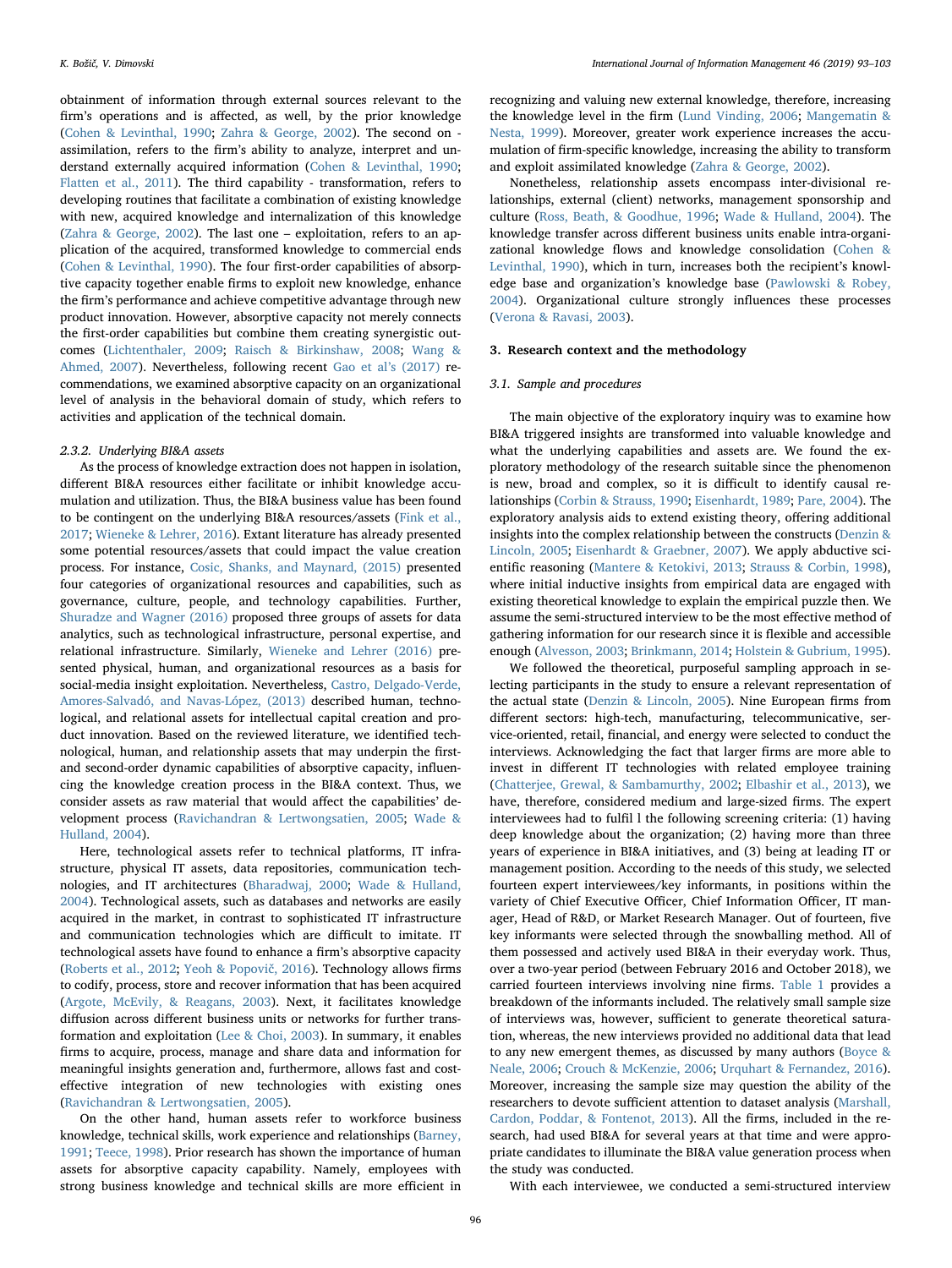obtainment of information through external sources relevant to the firm's operations and is affected, as well, by the prior knowledge (Cohen & Levinthal, 1990; Zahra & George, 2002). The second on - assimilation, refers to the firm's ability to analyze, interpret and understand externally acquired information (Cohen & Levinthal, 1990; Flatten et al., 2011). The third capability - transformation, refers to developing routines that facilitate a combination of existing knowledge with new, acquired knowledge and internalization of this knowledge (Zahra & George, 2002). The last one – exploitation, refers to an application of the acquired, transformed knowledge to commercial ends (Cohen & Levinthal, 1990). The four first-order capabilities of absorptive capacity together enable firms to exploit new knowledge, enhance the firm's performance and achieve competitive advantage through new product innovation. However, absorptive capacity not merely connects the first-order capabilities but combine them creating synergistic outcomes (Lichtenthaler, 2009; Raisch & Birkinshaw, 2008; Wang & Ahmed, 2007). Nevertheless, following recent Gao et al's (2017) recommendations, we examined absorptive capacity on an organizational level of analysis in the behavioral domain of study, which refers to activities and application of the technical domain.

#### 2.3.2. Underlying BI&A assets

As the process of knowledge extraction does not happen in isolation, different BI&A resources either facilitate or inhibit knowledge accumulation and utilization. Thus, the BI&A business value has been found to be contingent on the underlying BI&A resources/assets (Fink et al., 2017; Wieneke & Lehrer, 2016). Extant literature has already presented some potential resources/assets that could impact the value creation process. For instance, Cosic, Shanks, and Maynard, (2015) presented four categories of organizational resources and capabilities, such as governance, culture, people, and technology capabilities. Further, Shuradze and Wagner (2016) proposed three groups of assets for data analytics, such as technological infrastructure, personal expertise, and relational infrastructure. Similarly, Wieneke and Lehrer (2016) presented physical, human, and organizational resources as a basis for social-media insight exploitation. Nevertheless, Castro, Delgado-Verde, Amores-Salvadó, and Navas-López, (2013) described human, technological, and relational assets for intellectual capital creation and product innovation. Based on the reviewed literature, we identified technological, human, and relationship assets that may underpin the first- and second-order dynamic capabilities of absorptive capacity, influencing the knowledge creation process in the BI&A context. Thus, we consider assets as raw material that would affect the capabilities' development process (Ravichandran & Lertwongsatien, 2005; Wade & Hulland, 2004).

Here, technological assets refer to technical platforms, IT infrastructure, physical IT assets, data repositories, communication technologies, and IT architectures (Bharadwaj, 2000; Wade & Hulland, 2004). Technological assets, such as databases and networks are easily acquired in the market, in contrast to sophisticated IT infrastructure and communication technologies which are difficult to imitate. IT technological assets have found to enhance a firm's absorptive capacity (Roberts et al., 2012; Yeoh & Popovič, 2016). Technology allows firms to codify, process, store and recover information that has been acquired (Argote, McEvily, & Reagans, 2003). Next, it facilitates knowledge diffusion across different business units or networks for further transformation and exploitation (Lee & Choi, 2003). In summary, it enables firms to acquire, process, manage and share data and information for meaningful insights generation and, furthermore, allows fast and cost-effective integration of new technologies with existing ones (Ravichandran & Lertwongsatien, 2005).

On the other hand, human assets refer to workforce business knowledge, technical skills, work experience and relationships (Barney, 1991; Teece, 1998). Prior research has shown the importance of human assets for absorptive capacity capability. Namely, employees with strong business knowledge and technical skills are more efficient in recognizing and valuing new external knowledge, therefore, increasing the knowledge level in the firm (Lund Vinding, 2006; Mangematin & Nesta, 1999). Moreover, greater work experience increases the accumulation of firm-specific knowledge, increasing the ability to transform and exploit assimilated knowledge (Zahra & George, 2002).

Nonetheless, relationship assets encompass inter-divisional relationships, external (client) networks, management sponsorship and culture (Ross, Beath, & Goodhue, 1996; Wade & Hulland, 2004). The knowledge transfer across different business units enable intra-organizational knowledge flows and knowledge consolidation (Cohen & Levinthal, 1990), which in turn, increases both the recipient's knowledge base and organization's knowledge base (Pawlowski & Robey, 2004). Organizational culture strongly influences these processes (Verona & Ravasi, 2003).

## 3. Research context and the methodology

### 3.1. Sample and procedures

The main objective of the exploratory inquiry was to examine how BI&A triggered insights are transformed into valuable knowledge and what the underlying capabilities and assets are. We found the exploratory methodology of the research suitable since the phenomenon is new, broad and complex, so it is difficult to identify causal relationships (Corbin & Strauss, 1990; Eisenhardt, 1989; Pare, 2004). The exploratory analysis aids to extend existing theory, offering additional insights into the complex relationship between the constructs (Denzin & Lincoln, 2005; Eisenhardt & Graebner, 2007). We apply abductive scientific reasoning (Mantere & Ketokivi, 2013; Strauss & Corbin, 1998), where initial inductive insights from empirical data are engaged with existing theoretical knowledge to explain the empirical puzzle then. We assume the semi-structured interview to be the most effective method of gathering information for our research since it is flexible and accessible enough (Alvesson, 2003; Brinkmann, 2014; Holstein & Gubrium, 1995).

We followed the theoretical, purposeful sampling approach in selecting participants in the study to ensure a relevant representation of the actual state (Denzin & Lincoln, 2005). Nine European firms from different sectors: high-tech, manufacturing, telecommunicative, service-oriented, retail, financial, and energy were selected to conduct the interviews. Acknowledging the fact that larger firms are more able to invest in different IT technologies with related employee training (Chatterjee, Grewal, & Sambamurthy, 2002; Elbashir et al., 2013), we have, therefore, considered medium and large-sized firms. The expert interviewees had to fulfil l the following screening criteria: (1) having deep knowledge about the organization; (2) having more than three years of experience in BI&A initiatives, and (3) being at leading IT or management position. According to the needs of this study, we selected fourteen expert interviewees/key informants, in positions within the variety of Chief Executive Officer, Chief Information Officer, IT manager, Head of R&D, or Market Research Manager. Out of fourteen, five key informants were selected through the snowballing method. All of them possessed and actively used BI&A in their everyday work. Thus, over a two-year period (between February 2016 and October 2018), we carried fourteen interviews involving nine firms. Table 1 provides a breakdown of the informants included. The relatively small sample size of interviews was, however, sufficient to generate theoretical saturation, whereas, the new interviews provided no additional data that lead to any new emergent themes, as discussed by many authors (Boyce & Neale, 2006; Crouch & McKenzie, 2006; Urquhart & Fernandez, 2016). Moreover, increasing the sample size may question the ability of the researchers to devote sufficient attention to dataset analysis (Marshall, Cardon, Poddar, & Fontenot, 2013). All the firms, included in the research, had used BI&A for several years at that time and were appropriate candidates to illuminate the BI&A value generation process when the study was conducted.

With each interviewee, we conducted a semi-structured interview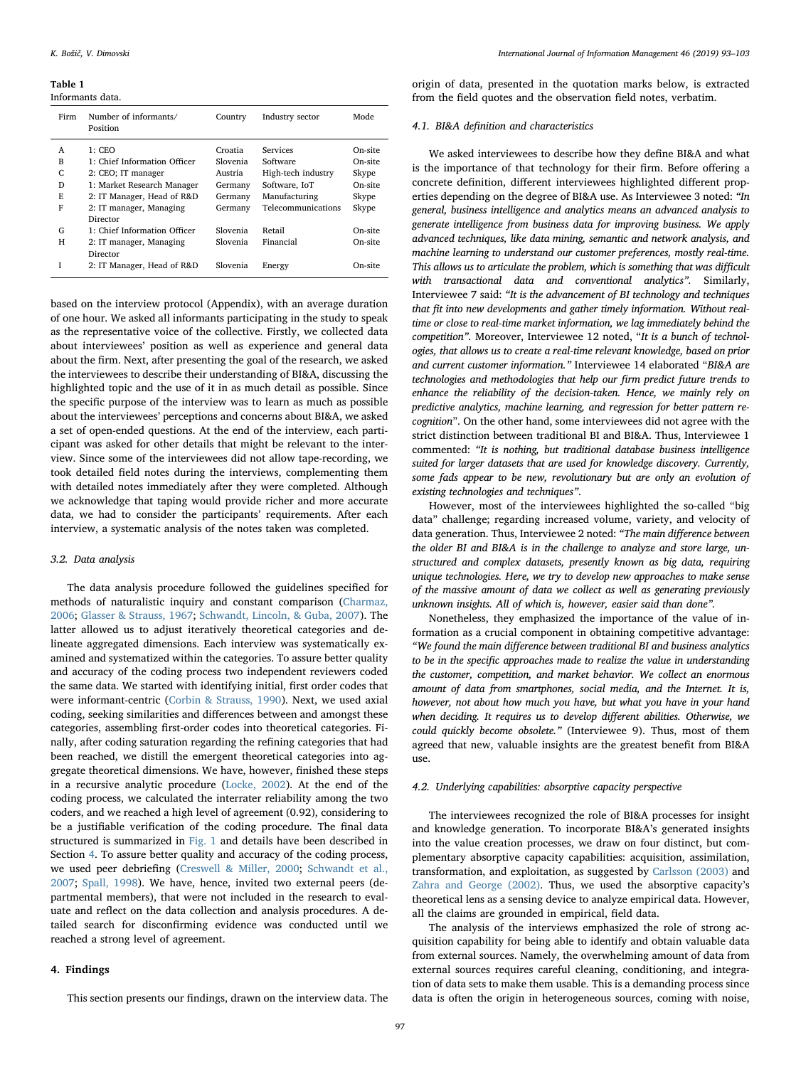**Table 1**
Informants data.

| Firm | Number of informants/ Position | Country | Industry sector | Mode |
|---|---|---|---|---|
| A | 1: CEO | Croatia | Services | On-site |
| B | 1: Chief Information Officer | Slovenia | Software | On-site |
| C | 2: CEO; IT manager | Austria | High-tech industry | Skype |
| D | 1: Market Research Manager | Germany | Software, IoT | On-site |
| E | 2: IT Manager, Head of R&D | Germany | Manufacturing | Skype |
| F | 2: IT manager, Managing Director | Germany | Telecommunications | Skype |
| G | 1: Chief Information Officer | Slovenia | Retail | On-site |
| H | 2: IT manager, Managing Director | Slovenia | Financial | On-site |
| I | 2: IT Manager, Head of R&D | Slovenia | Energy | On-site |

based on the interview protocol (Appendix), with an average duration of one hour. We asked all informants participating in the study to speak as the representative voice of the collective. Firstly, we collected data about interviewees' position as well as experience and general data about the firm. Next, after presenting the goal of the research, we asked the interviewees to describe their understanding of BI&A, discussing the highlighted topic and the use of it in as much detail as possible. Since the specific purpose of the interview was to learn as much as possible about the interviewees' perceptions and concerns about BI&A, we asked a set of open-ended questions. At the end of the interview, each participant was asked for other details that might be relevant to the interview. Since some of the interviewees did not allow tape-recording, we took detailed field notes during the interviews, complementing them with detailed notes immediately after they were completed. Although we acknowledge that taping would provide richer and more accurate data, we had to consider the participants' requirements. After each interview, a systematic analysis of the notes taken was completed.

### 3.2. Data analysis

The data analysis procedure followed the guidelines specified for methods of naturalistic inquiry and constant comparison (Charmaz, 2006; Glasser & Strauss, 1967; Schwandt, Lincoln, & Guba, 2007). The latter allowed us to adjust iteratively theoretical categories and delineate aggregated dimensions. Each interview was systematically examined and systematized within the categories. To assure better quality and accuracy of the coding process two independent reviewers coded the same data. We started with identifying initial, first order codes that were informant-centric (Corbin & Strauss, 1990). Next, we used axial coding, seeking similarities and differences between and amongst these categories, assembling first-order codes into theoretical categories. Finally, after coding saturation regarding the refining categories that had been reached, we distill the emergent theoretical categories into aggregate theoretical dimensions. We have, however, finished these steps in a recursive analytic procedure (Locke, 2002). At the end of the coding process, we calculated the interrater reliability among the two coders, and we reached a high level of agreement (0.92), considering to be a justifiable verification of the coding procedure. The final data structured is summarized in Fig. 1 and details have been described in Section 4. To assure better quality and accuracy of the coding process, we used peer debriefing (Creswell & Miller, 2000; Schwandt et al., 2007; Spall, 1998). We have, hence, invited two external peers (departmental members), that were not included in the research to evaluate and reflect on the data collection and analysis procedures. A detailed search for disconfirming evidence was conducted until we reached a strong level of agreement.

## 4. Findings

This section presents our findings, drawn on the interview data. The origin of data, presented in the quotation marks below, is extracted from the field quotes and the observation field notes, verbatim.

### 4.1. BI&A definition and characteristics

We asked interviewees to describe how they define BI&A and what is the importance of that technology for their firm. Before offering a concrete definition, different interviewees highlighted different properties depending on the degree of BI&A use. As Interviewee 3 noted: *"In general, business intelligence and analytics means an advanced analysis to generate intelligence from business data for improving business. We apply advanced techniques, like data mining, semantic and network analysis, and machine learning to understand our customer preferences, mostly real-time. This allows us to articulate the problem, which is something that was difficult with transactional data and conventional analytics"*. Similarly, Interviewee 7 said: *"It is the advancement of BI technology and techniques that fit into new developments and gather timely information. Without real-time or close to real-time market information, we lag immediately behind the competition"*. Moreover, Interviewee 12 noted, "*It is a bunch of technologies, that allows us to create a real-time relevant knowledge, based on prior and current customer information."* Interviewee 14 elaborated "*BI&A are technologies and methodologies that help our firm predict future trends to enhance the reliability of the decision-taken. Hence, we mainly rely on predictive analytics, machine learning, and regression for better pattern recognition*". On the other hand, some interviewees did not agree with the strict distinction between traditional BI and BI&A. Thus, Interviewee 1 commented: *"It is nothing, but traditional database business intelligence suited for larger datasets that are used for knowledge discovery. Currently, some fads appear to be new, revolutionary but are only an evolution of existing technologies and techniques"*.

However, most of the interviewees highlighted the so-called "big data" challenge; regarding increased volume, variety, and velocity of data generation. Thus, Interviewee 2 noted: *"The main difference between the older BI and BI&A is in the challenge to analyze and store large, unstructured and complex datasets, presently known as big data, requiring unique technologies. Here, we try to develop new approaches to make sense of the massive amount of data we collect as well as generating previously unknown insights. All of which is, however, easier said than done"*.

Nonetheless, they emphasized the importance of the value of information as a crucial component in obtaining competitive advantage: *"We found the main difference between traditional BI and business analytics to be in the specific approaches made to realize the value in understanding the customer, competition, and market behavior. We collect an enormous amount of data from smartphones, social media, and the Internet. It is, however, not about how much you have, but what you have in your hand when deciding. It requires us to develop different abilities. Otherwise, we could quickly become obsolete."* (Interviewee 9). Thus, most of them agreed that new, valuable insights are the greatest benefit from BI&A use.

### 4.2. Underlying capabilities: absorptive capacity perspective

The interviewees recognized the role of BI&A processes for insight and knowledge generation. To incorporate BI&A's generated insights into the value creation processes, we draw on four distinct, but complementary absorptive capacity capabilities: acquisition, assimilation, transformation, and exploitation, as suggested by Carlsson (2003) and Zahra and George (2002). Thus, we used the absorptive capacity's theoretical lens as a sensing device to analyze empirical data. However, all the claims are grounded in empirical, field data.

The analysis of the interviews emphasized the role of strong acquisition capability for being able to identify and obtain valuable data from external sources. Namely, the overwhelming amount of data from external sources requires careful cleaning, conditioning, and integration of data sets to make them usable. This is a demanding process since data is often the origin in heterogeneous sources, coming with noise,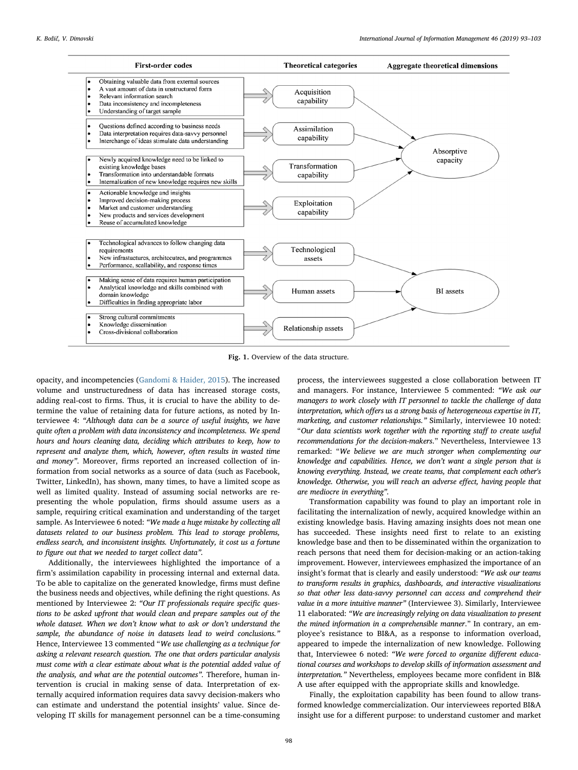| First-order codes | Theoretical categories | Aggregate theoretical dimensions |
|---|---|---|
| • Obtaining valuable data from external sources<br>• A vast amount of data in unstructured form<br>• Relevant information search<br>• Data inconsistency and incompleteness<br>• Understanding of target sample | Acquisition capability | Absorptive capacity |
| • Questions defined according to business needs<br>• Data interpretation requires data-savvy personnel<br>• Interchange of ideas stimulate data understanding | Assimilation capability | Absorptive capacity |
| • Newly acquired knowledge need to be linked to existing knowledge bases<br>• Transformation into understandable formats<br>• Internalization of new knowledge requires new skills | Transformation capability | Absorptive capacity |
| • Actionable knowledge and insights<br>• Improved decision-making process<br>• Market and customer understanding<br>• New products and services development<br>• Reuse of accumulated knowledge | Exploitation capability | Absorptive capacity |
| • Technological advances to follow changing data requirements<br>• New infrastuctures, architecutres, and programmes<br>• Performance, scallability, and response times | Technological assets | BI assets |
| • Making sense of data requires human participation<br>• Analytical knowledge and skills combined with domain knowledge<br>• Difficulties in finding appropriate labor | Human assets | BI assets |
| • Strong cultural commitments<br>• Knowledge dissemination<br>• Cross-divisional collaboration | Relationship assets | BI assets |

**Fig. 1.** Overview of the data structure.

opacity, and incompetencies (Gandomi & Haider, 2015). The increased volume and unstructuredness of data has increased storage costs, adding real-cost to firms. Thus, it is crucial to have the ability to determine the value of retaining data for future actions, as noted by Interviewee 4: *"Although data can be a source of useful insights, we have quite often a problem with data inconsistency and incompleteness. We spend hours and hours cleaning data, deciding which attributes to keep, how to represent and analyze them, which, however, often results in wasted time and money"*. Moreover, firms reported an increased collection of information from social networks as a source of data (such as Facebook, Twitter, LinkedIn), has shown, many times, to have a limited scope as well as limited quality. Instead of assuming social networks are representing the whole population, firms should assume users as a sample, requiring critical examination and understanding of the target sample. As Interviewee 6 noted: *"We made a huge mistake by collecting all datasets related to our business problem. This lead to storage problems, endless search, and inconsistent insights. Unfortunately, it cost us a fortune to figure out that we needed to target collect data"*.

Additionally, the interviewees highlighted the importance of a firm's assimilation capability in processing internal and external data. To be able to capitalize on the generated knowledge, firms must define the business needs and objectives, while defining the right questions. As mentioned by Interviewee 2: *"Our IT professionals require specific questions to be asked upfront that would clean and prepare samples out of the whole dataset. When we don't know what to ask or don't understand the sample, the abundance of noise in datasets lead to weird conclusions."* Hence, Interviewee 13 commented "*We use challenging as a technique for asking a relevant research question. The one that orders particular analysis must come with a clear estimate about what is the potential added value of the analysis, and what are the potential outcomes*". Therefore, human intervention is crucial in making sense of data. Interpretation of externally acquired information requires data savvy decision-makers who can estimate and understand the potential insights' value. Since developing IT skills for management personnel can be a time-consuming process, the interviewees suggested a close collaboration between IT and managers. For instance, Interviewee 5 commented: *"We ask our managers to work closely with IT personnel to tackle the challenge of data interpretation, which offers us a strong basis of heterogeneous expertise in IT, marketing, and customer relationships."* Similarly, interviewee 10 noted: "*Our data scientists work together with the reporting staff to create useful recommendations for the decision-makers*." Nevertheless, Interviewee 13 remarked: "*We believe we are much stronger when complementing our knowledge and capabilities. Hence, we don't want a single person that is knowing everything. Instead, we create teams, that complement each other's knowledge. Otherwise, you will reach an adverse effect, having people that are mediocre in everything*".

Transformation capability was found to play an important role in facilitating the internalization of newly, acquired knowledge within an existing knowledge basis. Having amazing insights does not mean one has succeeded. These insights need first to relate to an existing knowledge base and then to be disseminated within the organization to reach persons that need them for decision-making or an action-taking improvement. However, interviewees emphasized the importance of an insight's format that is clearly and easily understood: *"We ask our teams to transform results in graphics, dashboards, and interactive visualizations so that other less data-savvy personnel can access and comprehend their value in a more intuitive manner"* (Interviewee 3). Similarly, Interviewee 11 elaborated: *"We are increasingly relying on data visualization to present the mined information in a comprehensible manner*." In contrary, an employee's resistance to BI&A, as a response to information overload, appeared to impede the internalization of new knowledge. Following that, Interviewee 6 noted: *"We were forced to organize different educational courses and workshops to develop skills of information assessment and interpretation."* Nevertheless, employees became more confident in BI&A use after equipped with the appropriate skills and knowledge.

Finally, the exploitation capability has been found to allow transformed knowledge commercialization. Our interviewees reported BI&A insight use for a different purpose: to understand customer and market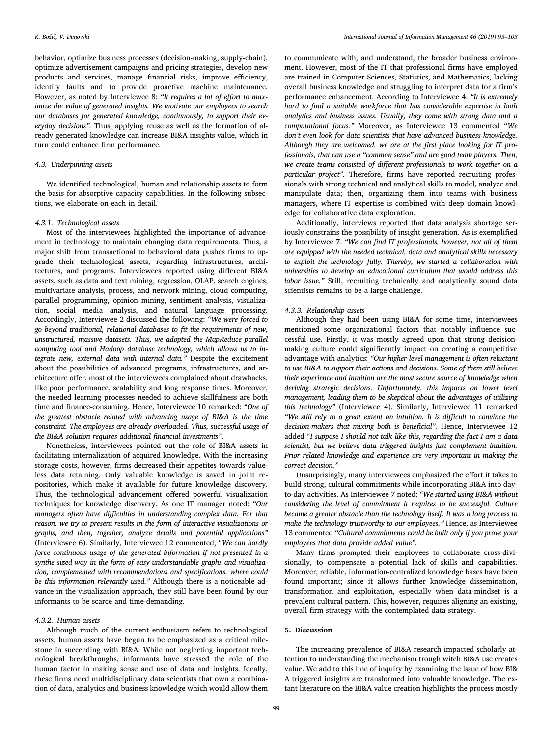behavior, optimize business processes (decision-making, supply-chain), optimize advertisement campaigns and pricing strategies, develop new products and services, manage financial risks, improve efficiency, identify faults and to provide proactive machine maintenance. However, as noted by Interviewee 8: *"It requires a lot of effort to maximize the value of generated insights. We motivate our employees to search our databases for generated knowledge, continuously, to support their everyday decisions".* Thus, applying reuse as well as the formation of already generated knowledge can increase BI&A insights value, which in turn could enhance firm performance.

### 4.3. Underpinning assets

We identified technological, human and relationship assets to form the basis for absorptive capacity capabilities. In the following subsections, we elaborate on each in detail.

#### 4.3.1. Technological assets

Most of the interviewees highlighted the importance of advancement in technology to maintain changing data requirements. Thus, a major shift from transactional to behavioral data pushes firms to upgrade their technological assets, regarding infrastructures, architectures, and programs. Interviewees reported using different BI&A assets, such as data and text mining, regression, OLAP, search engines, multivariate analysis, process, and network mining, cloud computing, parallel programming, opinion mining, sentiment analysis, visualization, social media analysis, and natural language processing. Accordingly, Interviewee 2 discussed the following: *"We were forced to go beyond traditional, relational databases to fit the requirements of new, unstructured, massive datasets. Thus, we adopted the MapReduce parallel computing tool and Hadoop database technology, which allows us to integrate new, external data with internal data."* Despite the excitement about the possibilities of advanced programs, infrastructures, and architecture offer, most of the interviewees complained about drawbacks, like poor performance, scalability and long response times. Moreover, the needed learning processes needed to achieve skillfulness are both time and finance-consuming. Hence, Interviewee 10 remarked: *"One of the greatest obstacle related with advancing usage of BI&A is the time constraint. The employees are already overloaded. Thus, successful usage of the BI&A solution requires additional financial investments".*

Nonetheless, interviewees pointed out the role of BI&A assets in facilitating internalization of acquired knowledge. With the increasing storage costs, however, firms decreased their appetites towards valueless data retaining. Only valuable knowledge is saved in joint repositories, which make it available for future knowledge discovery. Thus, the technological advancement offered powerful visualization techniques for knowledge discovery. As one IT manager noted: *"Our managers often have difficulties in understanding complex data. For that reason, we try to present results in the form of interactive visualizations or graphs, and then, together, analyze details and potential applications"* (Interviewee 6). Similarly, Interviewee 12 commented, "*We can hardly force continuous usage of the generated information if not presented in a synthe sized way in the form of easy-understandable graphs and visualization, complemented with recommendations and specifications, where could be this information relevantly used."* Although there is a noticeable advance in the visualization approach, they still have been found by our informants to be scarce and time-demanding.

#### 4.3.2. Human assets

Although much of the current enthusiasm refers to technological assets, human assets have begun to be emphasized as a critical milestone in succeeding with BI&A. While not neglecting important technological breakthroughs, informants have stressed the role of the human factor in making sense and use of data and insights. Ideally, these firms need multidisciplinary data scientists that own a combination of data, analytics and business knowledge which would allow them to communicate with, and understand, the broader business environment. However, most of the IT that professional firms have employed are trained in Computer Sciences, Statistics, and Mathematics, lacking overall business knowledge and struggling to interpret data for a firm's performance enhancement. According to Interviewee 4: *"It is extremely hard to find a suitable workforce that has considerable expertise in both analytics and business issues. Usually, they come with strong data and a computational focus."* Moreover, as Interviewee 13 commented "*We don't even look for data scientists that have advanced business knowledge. Although they are welcomed, we are at the first place looking for IT professionals, that can use a "common sense" and are good team players. Then, we create teams consisted of different professionals to work together on a particular project".* Therefore, firms have reported recruiting professionals with strong technical and analytical skills to model, analyze and manipulate data; then, organizing them into teams with business managers, where IT expertise is combined with deep domain knowledge for collaborative data exploration.

Additionally, interviews reported that data analysis shortage seriously constrains the possibility of insight generation. As is exemplified by Interviewee 7: *"We can find IT professionals, however, not all of them are equipped with the needed technical, data and analytical skills necessary to exploit the technology fully. Thereby, we started a collaboration with universities to develop an educational curriculum that would address this labor issue."* Still, recruiting technically and analytically sound data scientists remains to be a large challenge.

#### 4.3.3. Relationship assets

Although they had been using BI&A for some time, interviewees mentioned some organizational factors that notably influence successful use. Firstly, it was mostly agreed upon that strong decision-making culture could significantly impact on creating a competitive advantage with analytics: *"Our higher-level management is often reluctant to use BI&A to support their actions and decisions. Some of them still believe their experience and intuition are the most secure source of knowledge when deriving strategic decisions. Unfortunately, this impacts on lower level management, leading them to be skeptical about the advantages of utilizing this technology"* (Interviewee 4). Similarly, Interviewee 11 remarked *"We still rely to a great extent on intuition. It is difficult to convince the decision-makers that mixing both is beneficial".* Hence, Interviewee 12 added "*I suppose I should not talk like this, regarding the fact I am a data scientist, but we believe data triggered insights just complement intuition. Prior related knowledge and experience are very important in making the correct decision."*

Unsurprisingly, many interviewees emphasized the effort it takes to build strong, cultural commitments while incorporating BI&A into day-to-day activities. As Interviewee 7 noted: *"We started using BI&A without considering the level of commitment it requires to be successful. Culture became a greater obstacle than the technology itself. It was a long process to make the technology trustworthy to our employees."* Hence, as Interviewee 13 commented *"Cultural commitments could be built only if you prove your employees that data provide added value".*

Many firms prompted their employees to collaborate cross-divisionally, to compensate a potential lack of skills and capabilities. Moreover, reliable, information-centralized knowledge bases have been found important; since it allows further knowledge dissemination, transformation and exploitation, especially when data-mindset is a prevalent cultural pattern. This, however, requires aligning an existing, overall firm strategy with the contemplated data strategy.

## 5. Discussion

The increasing prevalence of BI&A research impacted scholarly attention to understanding the mechanism trough witch BI&A use creates value. We add to this line of inquiry by examining the issue of how BI&A triggered insights are transformed into valuable knowledge. The extant literature on the BI&A value creation highlights the process mostly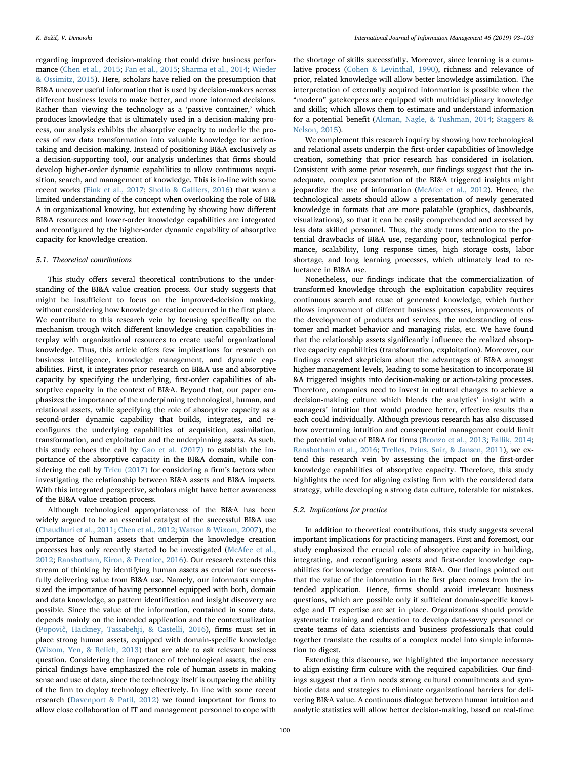regarding improved decision-making that could drive business performance (Chen et al., 2015; Fan et al., 2015; Sharma et al., 2014; Wieder & Ossimitz, 2015). Here, scholars have relied on the presumption that BI&A uncover useful information that is used by decision-makers across different business levels to make better, and more informed decisions. Rather than viewing the technology as a 'passive container,' which produces knowledge that is ultimately used in a decision-making process, our analysis exhibits the absorptive capacity to underlie the process of raw data transformation into valuable knowledge for action-taking and decision-making. Instead of positioning BI&A exclusively as a decision-supporting tool, our analysis underlines that firms should develop higher-order dynamic capabilities to allow continuous acquisition, search, and management of knowledge. This is in-line with some recent works (Fink et al., 2017; Shollo & Galliers, 2016) that warn a limited understanding of the concept when overlooking the role of BI&A in organizational knowing, but extending by showing how different BI&A resources and lower-order knowledge capabilities are integrated and reconfigured by the higher-order dynamic capability of absorptive capacity for knowledge creation.

### 5.1. Theoretical contributions

This study offers several theoretical contributions to the understanding of the BI&A value creation process. Our study suggests that might be insufficient to focus on the improved-decision making, without considering how knowledge creation occurred in the first place. We contribute to this research vein by focusing specifically on the mechanism trough witch different knowledge creation capabilities interplay with organizational resources to create useful organizational knowledge. Thus, this article offers few implications for research on business intelligence, knowledge management, and dynamic capabilities. First, it integrates prior research on BI&A use and absorptive capacity by specifying the underlying, first-order capabilities of absorptive capacity in the context of BI&A. Beyond that, our paper emphasizes the importance of the underpinning technological, human, and relational assets, while specifying the role of absorptive capacity as a second-order dynamic capability that builds, integrates, and reconfigures the underlying capabilities of acquisition, assimilation, transformation, and exploitation and the underpinning assets. As such, this study echoes the call by Gao et al. (2017) to establish the importance of the absorptive capacity in the BI&A domain, while considering the call by Trieu (2017) for considering a firm's factors when investigating the relationship between BI&A assets and BI&A impacts. With this integrated perspective, scholars might have better awareness of the BI&A value creation process.

Although technological appropriateness of the BI&A has been widely argued to be an essential catalyst of the successful BI&A use (Chaudhuri et al., 2011; Chen et al., 2012; Watson & Wixom, 2007), the importance of human assets that underpin the knowledge creation processes has only recently started to be investigated (McAfee et al., 2012; Ransbotham, Kiron, & Prentice, 2016). Our research extends this stream of thinking by identifying human assets as crucial for successfully delivering value from BI&A use. Namely, our informants emphasized the importance of having personnel equipped with both, domain and data knowledge, so pattern identification and insight discovery are possible. Since the value of the information, contained in some data, depends mainly on the intended application and the contextualization (Popovič, Hackney, Tassabehji, & Castelli, 2016), firms must set in place strong human assets, equipped with domain-specific knowledge (Wixom, Yen, & Relich, 2013) that are able to ask relevant business question. Considering the importance of technological assets, the empirical findings have emphasized the role of human assets in making sense and use of data, since the technology itself is outpacing the ability of the firm to deploy technology effectively. In line with some recent research (Davenport & Patil, 2012) we found important for firms to allow close collaboration of IT and management personnel to cope with the shortage of skills successfully. Moreover, since learning is a cumulative process (Cohen & Levinthal, 1990), richness and relevance of prior, related knowledge will allow better knowledge assimilation. The interpretation of externally acquired information is possible when the "modern" gatekeepers are equipped with multidisciplinary knowledge and skills; which allows them to estimate and understand information for a potential benefit (Altman, Nagle, & Tushman, 2014; Staggers & Nelson, 2015).

We complement this research inquiry by showing how technological and relational assets underpin the first-order capabilities of knowledge creation, something that prior research has considered in isolation. Consistent with some prior research, our findings suggest that the inadequate, complex presentation of the BI&A triggered insights might jeopardize the use of information (McAfee et al., 2012). Hence, the technological assets should allow a presentation of newly generated knowledge in formats that are more palatable (graphics, dashboards, visualizations), so that it can be easily comprehended and accessed by less data skilled personnel. Thus, the study turns attention to the potential drawbacks of BI&A use, regarding poor, technological performance, scalability, long response times, high storage costs, labor shortage, and long learning processes, which ultimately lead to reluctance in BI&A use.

Nonetheless, our findings indicate that the commercialization of transformed knowledge through the exploitation capability requires continuous search and reuse of generated knowledge, which further allows improvement of different business processes, improvements of the development of products and services, the understanding of customer and market behavior and managing risks, etc. We have found that the relationship assets significantly influence the realized absorptive capacity capabilities (transformation, exploitation). Moreover, our findings revealed skepticism about the advantages of BI&A amongst higher management levels, leading to some hesitation to incorporate BI&A triggered insights into decision-making or action-taking processes. Therefore, companies need to invest in cultural changes to achieve a decision-making culture which blends the analytics' insight with a managers' intuition that would produce better, effective results than each could individually. Although previous research has also discussed how overturning intuition and consequential management could limit the potential value of BI&A for firms (Bronzo et al., 2013; Fallik, 2014; Ransbotham et al., 2016; Trelles, Prins, Snir, & Jansen, 2011), we extend this research vein by assessing the impact on the first-order knowledge capabilities of absorptive capacity. Therefore, this study highlights the need for aligning existing firm with the considered data strategy, while developing a strong data culture, tolerable for mistakes.

### 5.2. Implications for practice

In addition to theoretical contributions, this study suggests several important implications for practicing managers. First and foremost, our study emphasized the crucial role of absorptive capacity in building, integrating, and reconfiguring assets and first-order knowledge capabilities for knowledge creation from BI&A. Our findings pointed out that the value of the information in the first place comes from the intended application. Hence, firms should avoid irrelevant business questions, which are possible only if sufficient domain-specific knowledge and IT expertise are set in place. Organizations should provide systematic training and education to develop data-savvy personnel or create teams of data scientists and business professionals that could together translate the results of a complex model into simple information to digest.

Extending this discourse, we highlighted the importance necessary to align existing firm culture with the required capabilities. Our findings suggest that a firm needs strong cultural commitments and symbiotic data and strategies to eliminate organizational barriers for delivering BI&A value. A continuous dialogue between human intuition and analytic statistics will allow better decision-making, based on real-time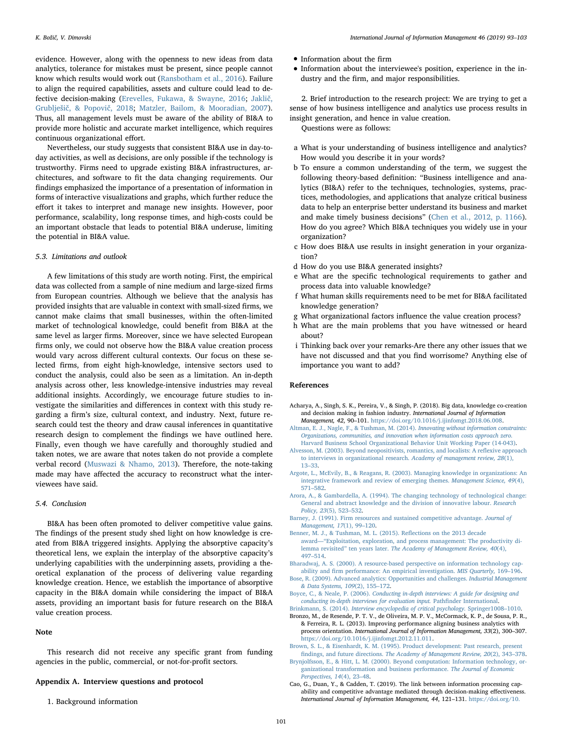evidence. However, along with the openness to new ideas from data analytics, tolerance for mistakes must be present, since people cannot know which results would work out (Ransbotham et al., 2016). Failure to align the required capabilities, assets and culture could lead to defective decision-making (Erevelles, Fukawa, & Swayne, 2016; Jaklič, Grublješič, & Popovič, 2018; Matzler, Bailom, & Mooradian, 2007). Thus, all management levels must be aware of the ability of BI&A to provide more holistic and accurate market intelligence, which requires continuous organizational effort.

Nevertheless, our study suggests that consistent BI&A use in day-to-day activities, as well as decisions, are only possible if the technology is trustworthy. Firms need to upgrade existing BI&A infrastructures, architectures, and software to fit the data changing requirements. Our findings emphasized the importance of a presentation of information in forms of interactive visualizations and graphs, which further reduce the effort it takes to interpret and manage new insights. However, poor performance, scalability, long response times, and high-costs could be an important obstacle that leads to potential BI&A underuse, limiting the potential in BI&A value.

### 5.3. Limitations and outlook

A few limitations of this study are worth noting. First, the empirical data was collected from a sample of nine medium and large-sized firms from European countries. Although we believe that the analysis has provided insights that are valuable in context with small-sized firms, we cannot make claims that small businesses, within the often-limited market of technological knowledge, could benefit from BI&A at the same level as larger firms. Moreover, since we have selected European firms only, we could not observe how the BI&A value creation process would vary across different cultural contexts. Our focus on these selected firms, from eight high-knowledge, intensive sectors used to conduct the analysis, could also be seen as a limitation. An in-depth analysis across other, less knowledge-intensive industries may reveal additional insights. Accordingly, we encourage future studies to investigate the similarities and differences in context with this study regarding a firm's size, cultural context, and industry. Next, future research could test the theory and draw causal inferences in quantitative research design to complement the findings we have outlined here. Finally, even though we have carefully and thoroughly studied and taken notes, we are aware that notes taken do not provide a complete verbal record (Muswazi & Nhamo, 2013). Therefore, the note-taking made may have affected the accuracy to reconstruct what the interviewees have said.

### 5.4. Conclusion

BI&A has been often promoted to deliver competitive value gains. The findings of the present study shed light on how knowledge is created from BI&A triggered insights. Applying the absorptive capacity's theoretical lens, we explain the interplay of the absorptive capacity's underlying capabilities with the underpinning assets, providing a theoretical explanation of the process of delivering value regarding knowledge creation. Hence, we establish the importance of absorptive capacity in the BI&A domain while considering the impact of BI&A assets, providing an important basis for future research on the BI&A value creation process.

## Note

This research did not receive any specific grant from funding agencies in the public, commercial, or not-for-profit sectors.

## Appendix A. Interview questions and protocol

1. Background information

- Information about the firm
- Information about the interviewee's position, experience in the industry and the firm, and major responsibilities.

2. Brief introduction to the research project: We are trying to get a sense of how business intelligence and analytics use process results in insight generation, and hence in value creation.

Questions were as follows:

a What is your understanding of business intelligence and analytics? How would you describe it in your words?
b To ensure a common understanding of the term, we suggest the following theory-based definition: "Business intelligence and analytics (BI&A) refer to the techniques, technologies, systems, practices, methodologies, and applications that analyze critical business data to help an enterprise better understand its business and market and make timely business decisions" (Chen et al., 2012, p. 1166). How do you agree? Which BI&A techniques you widely use in your organization?
c How does BI&A use results in insight generation in your organization?
d How do you use BI&A generated insights?
e What are the specific technological requirements to gather and process data into valuable knowledge?
f What human skills requirements need to be met for BI&A facilitated knowledge generation?
g What organizational factors influence the value creation process?
h What are the main problems that you have witnessed or heard about?
i Thinking back over your remarks-Are there any other issues that we have not discussed and that you find worrisome? Anything else of importance you want to add?

## References

Acharya, A., Singh, S. K., Pereira, V., & Singh, P. (2018). Big data, knowledge co-creation and decision making in fashion industry. *International Journal of Information Management, 42*, 90–101. https://doi.org/10.1016/j.ijinfomgt.2018.06.008.

Altman, E. J., Nagle, F., & Tushman, M. (2014). *Innovating without information constraints: Organizations, communities, and innovation when information costs approach zero.* Harvard Business School Organizational Behavior Unit Working Paper (14-043).

Alvesson, M. (2003). Beyond neopositivists, romantics, and localists: A reflexive approach to interviews in organizational research. *Academy of management review, 28*(1), 13–33.

Argote, L., McEvily, B., & Reagans, R. (2003). Managing knowledge in organizations: An integrative framework and review of emerging themes. *Management Science, 49*(4), 571–582.

Arora, A., & Gambardella, A. (1994). The changing technology of technological change: General and abstract knowledge and the division of innovative labour. *Research Policy, 23*(5), 523–532.

Barney, J. (1991). Firm resources and sustained competitive advantage. *Journal of Management, 17*(1), 99–120.

Benner, M. J., & Tushman, M. L. (2015). Reflections on the 2013 decade award—"Exploitation, exploration, and process management: The productivity dilemma revisited" ten years later. *The Academy of Management Review, 40*(4), 497–514.

Bharadwaj, A. S. (2000). A resource-based perspective on information technology capability and firm performance: An empirical investigation. *MIS Quarterly*, 169–196.

Bose, R. (2009). Advanced analytics: Opportunities and challenges. *Industrial Management & Data Systems, 109*(2), 155–172.

Boyce, C., & Neale, P. (2006). *Conducting in-depth interviews: A guide for designing and conducting in-depth interviews for evaluation input.* Pathfinder International.

Brinkmann, S. (2014). *Interview encyclopedia of critical psychology.* Springer1008–1010.

Bronzo, M., de Resende, P. T. V., de Oliveira, M. P. V., McCormack, K. P., de Sousa, P. R., & Ferreira, R. L. (2013). Improving performance aligning business analytics with process orientation. *International Journal of Information Management, 33*(2), 300–307. https://doi.org/10.1016/j.ijinfomgt.2012.11.011.

Brown, S. L., & Eisenhardt, K. M. (1995). Product development: Past research, present findings, and future directions. *The Academy of Management Review, 20*(2), 343–378.

Brynjolfsson, E., & Hitt, L. M. (2000). Beyond computation: Information technology, organizational transformation and business performance. *The Journal of Economic Perspectives, 14*(4), 23–48.

Cao, G., Duan, Y., & Cadden, T. (2019). The link between information processing capability and competitive advantage mediated through decision-making effectiveness. *International Journal of Information Management, 44*, 121–131. https://doi.org/10.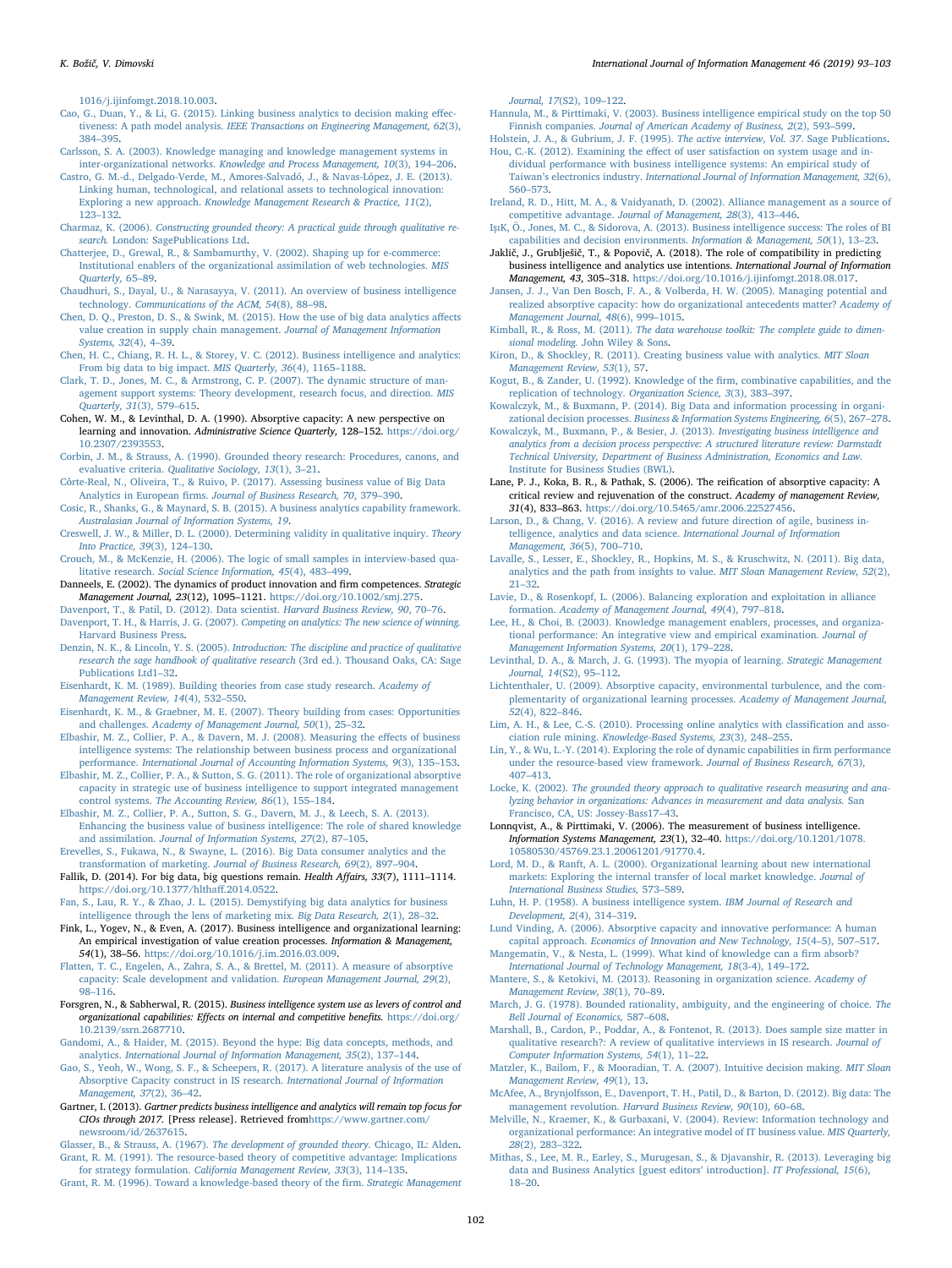1016/j.ijinfomgt.2018.10.003.

Cao, G., Duan, Y., & Li, G. (2015). Linking business analytics to decision making effectiveness: A path model analysis. *IEEE Transactions on Engineering Management, 62*(3), 384–395.

Carlsson, S. A. (2003). Knowledge managing and knowledge management systems in inter-organizational networks. *Knowledge and Process Management, 10*(3), 194–206.

Castro, G. M.-d., Delgado-Verde, M., Amores-Salvadó, J., & Navas-López, J. E. (2013). Linking human, technological, and relational assets to technological innovation: Exploring a new approach. *Knowledge Management Research & Practice, 11*(2), 123–132.

Charmaz, K. (2006). *Constructing grounded theory: A practical guide through qualitative research.* London: SagePublications Ltd.

Chatterjee, D., Grewal, R., & Sambamurthy, V. (2002). Shaping up for e-commerce: Institutional enablers of the organizational assimilation of web technologies. *MIS Quarterly,* 65–89.

Chaudhuri, S., Dayal, U., & Narasayya, V. (2011). An overview of business intelligence technology. *Communications of the ACM, 54*(8), 88–98.

Chen, D. Q., Preston, D. S., & Swink, M. (2015). How the use of big data analytics affects value creation in supply chain management. *Journal of Management Information Systems, 32*(4), 4–39.

Chen, H. C., Chiang, R. H. L., & Storey, V. C. (2012). Business intelligence and analytics: From big data to big impact. *MIS Quarterly, 36*(4), 1165–1188.

Clark, T. D., Jones, M. C., & Armstrong, C. P. (2007). The dynamic structure of management support systems: Theory development, research focus, and direction. *MIS Quarterly, 31*(3), 579–615.

Cohen, W. M., & Levinthal, D. A. (1990). Absorptive capacity: A new perspective on learning and innovation. *Administrative Science Quarterly,* 128–152. https://doi.org/10.2307/2393553.

Corbin, J. M., & Strauss, A. (1990). Grounded theory research: Procedures, canons, and evaluative criteria. *Qualitative Sociology, 13*(1), 3–21.

Côrte-Real, N., Oliveira, T., & Ruivo, P. (2017). Assessing business value of Big Data Analytics in European firms. *Journal of Business Research, 70,* 379–390.

Cosic, R., Shanks, G., & Maynard, S. B. (2015). A business analytics capability framework. *Australasian Journal of Information Systems, 19*.

Creswell, J. W., & Miller, D. L. (2000). Determining validity in qualitative inquiry. *Theory Into Practice, 39*(3), 124–130.

Crouch, M., & McKenzie, H. (2006). The logic of small samples in interview-based qualitative research. *Social Science Information, 45*(4), 483–499.

Danneels, E. (2002). The dynamics of product innovation and firm competences. *Strategic Management Journal, 23*(12), 1095–1121. https://doi.org/10.1002/smj.275.

Davenport, T., & Patil, D. (2012). Data scientist. *Harvard Business Review, 90,* 70–76.

Davenport, T. H., & Harris, J. G. (2007). *Competing on analytics: The new science of winning.* Harvard Business Press.

Denzin, N. K., & Lincoln, Y. S. (2005). *Introduction: The discipline and practice of qualitative research the sage handbook of qualitative research* (3rd ed.). Thousand Oaks, CA: Sage Publications Ltd1–32.

Eisenhardt, K. M. (1989). Building theories from case study research. *Academy of Management Review, 14*(4), 532–550.

Eisenhardt, K. M., & Graebner, M. E. (2007). Theory building from cases: Opportunities and challenges. *Academy of Management Journal, 50*(1), 25–32.

Elbashir, M. Z., Collier, P. A., & Davern, M. J. (2008). Measuring the effects of business intelligence systems: The relationship between business process and organizational performance. *International Journal of Accounting Information Systems, 9*(3), 135–153.

Elbashir, M. Z., Collier, P. A., & Sutton, S. G. (2011). The role of organizational absorptive capacity in strategic use of business intelligence to support integrated management control systems. *The Accounting Review, 86*(1), 155–184.

Elbashir, M. Z., Collier, P. A., Sutton, S. G., Davern, M. J., & Leech, S. A. (2013). Enhancing the business value of business intelligence: The role of shared knowledge and assimilation. *Journal of Information Systems, 27*(2), 87–105.

Erevelles, S., Fukawa, N., & Swayne, L. (2016). Big Data consumer analytics and the transformation of marketing. *Journal of Business Research, 69*(2), 897–904.

Fallik, D. (2014). For big data, big questions remain. *Health Affairs, 33*(7), 1111–1114. https://doi.org/10.1377/hlthaff.2014.0522.

Fan, S., Lau, R. Y., & Zhao, J. L. (2015). Demystifying big data analytics for business intelligence through the lens of marketing mix. *Big Data Research, 2*(1), 28–32.

Fink, L., Yogev, N., & Even, A. (2017). Business intelligence and organizational learning: An empirical investigation of value creation processes. *Information & Management, 54*(1), 38–56. https://doi.org/10.1016/j.im.2016.03.009.

Flatten, T. C., Engelen, A., Zahra, S. A., & Brettel, M. (2011). A measure of absorptive capacity: Scale development and validation. *European Management Journal, 29*(2), 98–116.

Forsgren, N., & Sabherwal, R. (2015). *Business intelligence system use as levers of control and organizational capabilities: Effects on internal and competitive benefits.* https://doi.org/10.2139/ssrn.2687710.

Gandomi, A., & Haider, M. (2015). Beyond the hype: Big data concepts, methods, and analytics. *International Journal of Information Management, 35*(2), 137–144.

Gao, S., Yeoh, W., Wong, S. F., & Scheepers, R. (2017). A literature analysis of the use of Absorptive Capacity construct in IS research. *International Journal of Information Management, 37*(2), 36–42.

Gartner, I. (2013). *Gartner predicts business intelligence and analytics will remain top focus for CIOs through 2017.* [Press release]. Retrieved fromhttps://www.gartner.com/newsroom/id/2637615.

Glasser, B., & Strauss, A. (1967). *The development of grounded theory.* Chicago, IL: Alden.

Grant, R. M. (1991). The resource-based theory of competitive advantage: Implications for strategy formulation. *California Management Review, 33*(3), 114–135.

Grant, R. M. (1996). Toward a knowledge-based theory of the firm. *Strategic Management Journal, 17*(S2), 109–122.

Hannula, M., & Pirttimaki, V. (2003). Business intelligence empirical study on the top 50 Finnish companies. *Journal of American Academy of Business, 2*(2), 593–599.

Holstein, J. A., & Gubrium, J. F. (1995). *The active interview, Vol. 37.* Sage Publications.

Hou, C.-K. (2012). Examining the effect of user satisfaction on system usage and individual performance with business intelligence systems: An empirical study of Taiwan's electronics industry. *International Journal of Information Management, 32*(6), 560–573.

Ireland, R. D., Hitt, M. A., & Vaidyanath, D. (2002). Alliance management as a source of competitive advantage. *Journal of Management, 28*(3), 413–446.

Işık, Ö., Jones, M. C., & Sidorova, A. (2013). Business intelligence success: The roles of BI capabilities and decision environments. *Information & Management, 50*(1), 13–23.

Jaklič, J., Grublješič, T., & Popovič, A. (2018). The role of compatibility in predicting business intelligence and analytics use intentions. *International Journal of Information Management, 43,* 305–318. https://doi.org/10.1016/j.ijinfomgt.2018.08.017.

Jansen, J. J., Van Den Bosch, F. A., & Volberda, H. W. (2005). Managing potential and realized absorptive capacity: how do organizational antecedents matter? *Academy of Management Journal, 48*(6), 999–1015.

Kimball, R., & Ross, M. (2011). *The data warehouse toolkit: The complete guide to dimensional modeling.* John Wiley & Sons.

Kiron, D., & Shockley, R. (2011). Creating business value with analytics. *MIT Sloan Management Review, 53*(1), 57.

Kogut, B., & Zander, U. (1992). Knowledge of the firm, combinative capabilities, and the replication of technology. *Organization Science, 3*(3), 383–397.

Kowalczyk, M., & Buxmann, P. (2014). Big Data and information processing in organizational decision processes. *Business & Information Systems Engineering, 6*(5), 267–278.

Kowalczyk, M., Buxmann, P., & Besier, J. (2013). *Investigating business intelligence and analytics from a decision process perspective: A structured literature review: Darmstadt Technical University, Department of Business Administration, Economics and Law.* Institute for Business Studies (BWL).

Lane, P. J., Koka, B. R., & Pathak, S. (2006). The reification of absorptive capacity: A critical review and rejuvenation of the construct. *Academy of management Review, 31*(4), 833–863. https://doi.org/10.5465/amr.2006.22527456.

Larson, D., & Chang, V. (2016). A review and future direction of agile, business intelligence, analytics and data science. *International Journal of Information Management, 36*(5), 700–710.

Lavalle, S., Lesser, E., Shockley, R., Hopkins, M. S., & Kruschwitz, N. (2011). Big data, analytics and the path from insights to value. *MIT Sloan Management Review, 52*(2), 21–32.

Lavie, D., & Rosenkopf, L. (2006). Balancing exploration and exploitation in alliance formation. *Academy of Management Journal, 49*(4), 797–818.

Lee, H., & Choi, B. (2003). Knowledge management enablers, processes, and organizational performance: An integrative view and empirical examination. *Journal of Management Information Systems, 20*(1), 179–228.

Levinthal, D. A., & March, J. G. (1993). The myopia of learning. *Strategic Management Journal, 14*(S2), 95–112.

Lichtenthaler, U. (2009). Absorptive capacity, environmental turbulence, and the complementarity of organizational learning processes. *Academy of Management Journal, 52*(4), 822–846.

Lim, A. H., & Lee, C.-S. (2010). Processing online analytics with classification and association rule mining. *Knowledge-Based Systems, 23*(3), 248–255.

Lin, Y., & Wu, L.-Y. (2014). Exploring the role of dynamic capabilities in firm performance under the resource-based view framework. *Journal of Business Research, 67*(3), 407–413.

Locke, K. (2002). *The grounded theory approach to qualitative research measuring and analyzing behavior in organizations: Advances in measurement and data analysis.* San Francisco, CA, US: Jossey-Bass17–43.

Lonnqvist, A., & Pirttimaki, V. (2006). The measurement of business intelligence. *Information Systems Management, 23*(1), 32–40. https://doi.org/10.1201/1078.10580530/45769.23.1.20061201/91770.4.

Lord, M. D., & Ranft, A. L. (2000). Organizational learning about new international markets: Exploring the internal transfer of local market knowledge. *Journal of International Business Studies,* 573–589.

Luhn, H. P. (1958). A business intelligence system. *IBM Journal of Research and Development, 2*(4), 314–319.

Lund Vinding, A. (2006). Absorptive capacity and innovative performance: A human capital approach. *Economics of Innovation and New Technology, 15*(4–5), 507–517.

Mangematin, V., & Nesta, L. (1999). What kind of knowledge can a firm absorb? *International Journal of Technology Management, 18*(3-4), 149–172.

Mantere, S., & Ketokivi, M. (2013). Reasoning in organization science. *Academy of Management Review, 38*(1), 70–89.

March, J. G. (1978). Bounded rationality, ambiguity, and the engineering of choice. *The Bell Journal of Economics,* 587–608.

Marshall, B., Cardon, P., Poddar, A., & Fontenot, R. (2013). Does sample size matter in qualitative research?: A review of qualitative interviews in IS research. *Journal of Computer Information Systems, 54*(1), 11–22.

Matzler, K., Bailom, F., & Mooradian, T. A. (2007). Intuitive decision making. *MIT Sloan Management Review, 49*(1), 13.

McAfee, A., Brynjolfsson, E., Davenport, T. H., Patil, D., & Barton, D. (2012). Big data: The management revolution. *Harvard Business Review, 90*(10), 60–68.

Melville, N., Kraemer, K., & Gurbaxani, V. (2004). Review: Information technology and organizational performance: An integrative model of IT business value. *MIS Quarterly, 28*(2), 283–322.

Mithas, S., Lee, M. R., Earley, S., Murugesan, S., & Djavanshir, R. (2013). Leveraging big data and Business Analytics [guest editors' introduction]. *IT Professional, 15*(6), 18–20.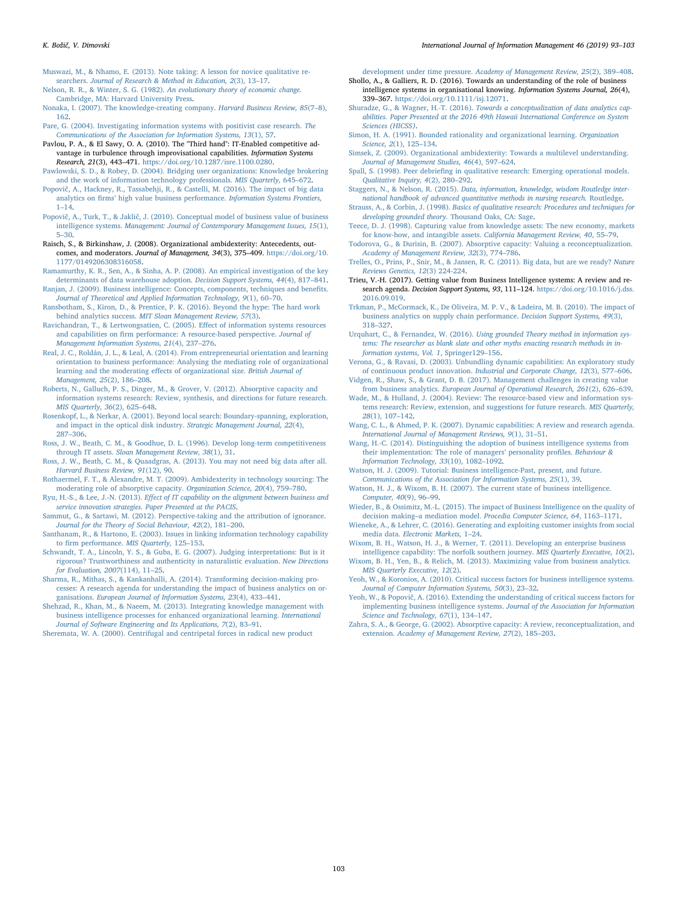Muswazi, M., & Nhamo, E. (2013). Note taking: A lesson for novice qualitative researchers. *Journal of Research & Method in Education, 2*(3), 13–17.

Nelson, R. R., & Winter, S. G. (1982). *An evolutionary theory of economic change.* Cambridge, MA: Harvard University Press.

Nonaka, I. (2007). The knowledge-creating company. *Harvard Business Review, 85*(7–8), 162.

Pare, G. (2004). Investigating information systems with positivist case research. *The Communications of the Association for Information Systems, 13*(1), 57.

Pavlou, P. A., & El Sawy, O. A. (2010). The "Third hand": IT-Enabled competitive advantage in turbulence through improvisational capabilities. *Information Systems Research, 21*(3), 443–471. https://doi.org/10.1287/isre.1100.0280.

Pawlowski, S. D., & Robey, D. (2004). Bridging user organizations: Knowledge brokering and the work of information technology professionals. *MIS Quarterly,* 645–672.

Popovič, A., Hackney, R., Tassabehji, R., & Castelli, M. (2016). The impact of big data analytics on firms' high value business performance. *Information Systems Frontiers,* 1–14.

Popovič, A., Turk, T., & Jaklič, J. (2010). Conceptual model of business value of business intelligence systems. *Management: Journal of Contemporary Management Issues, 15*(1), 5–30.

Raisch, S., & Birkinshaw, J. (2008). Organizational ambidexterity: Antecedents, outcomes, and moderators. *Journal of Management, 34*(3), 375–409. https://doi.org/10.1177/0149206308316058.

Ramamurthy, K. R., Sen, A., & Sinha, A. P. (2008). An empirical investigation of the key determinants of data warehouse adoption. *Decision Support Systems, 44*(4), 817–841.

Ranjan, J. (2009). Business intelligence: Concepts, components, techniques and benefits. *Journal of Theoretical and Applied Information Technology, 9*(1), 60–70.

Ransbotham, S., Kiron, D., & Prentice, P. K. (2016). Beyond the hype: The hard work behind analytics success. *MIT Sloan Management Review, 57*(3).

Ravichandran, T., & Lertwongsatien, C. (2005). Effect of information systems resources and capabilities on firm performance: A resource-based perspective. *Journal of Management Information Systems, 21*(4), 237–276.

Real, J. C., Roldán, J. L., & Leal, A. (2014). From entrepreneurial orientation and learning orientation to business performance: Analysing the mediating role of organizational learning and the moderating effects of organizational size. *British Journal of Management, 25*(2), 186–208.

Roberts, N., Galluch, P. S., Dinger, M., & Grover, V. (2012). Absorptive capacity and information systems research: Review, synthesis, and directions for future research. *MIS Quarterly, 36*(2), 625–648.

Rosenkopf, L., & Nerkar, A. (2001). Beyond local search: Boundary-spanning, exploration, and impact in the optical disk industry. *Strategic Management Journal, 22*(4), 287–306.

Ross, J. W., Beath, C. M., & Goodhue, D. L. (1996). Develop long-term competitiveness through IT assets. *Sloan Management Review, 38*(1), 31.

Ross, J. W., Beath, C. M., & Quaadgras, A. (2013). You may not need big data after all. *Harvard Business Review, 91*(12), 90.

Rothaermel, F. T., & Alexandre, M. T. (2009). Ambidexterity in technology sourcing: The moderating role of absorptive capacity. *Organization Science, 20*(4), 759–780.

Ryu, H.-S., & Lee, J.-N. (2013). *Effect of IT capability on the alignment between business and service innovation strategies. Paper Presented at the PACIS.*

Sammut, G., & Sartawi, M. (2012). Perspective-taking and the attribution of ignorance. *Journal for the Theory of Social Behaviour, 42*(2), 181–200.

Santhanam, R., & Hartono, E. (2003). Issues in linking information technology capability to firm performance. *MIS Quarterly,* 125–153.

Schwandt, T. A., Lincoln, Y. S., & Guba, E. G. (2007). Judging interpretations: But is it rigorous? Trustworthiness and authenticity in naturalistic evaluation. *New Directions for Evaluation, 2007*(114), 11–25.

Sharma, R., Mithas, S., & Kankanhalli, A. (2014). Transforming decision-making processes: A research agenda for understanding the impact of business analytics on organisations. *European Journal of Information Systems, 23*(4), 433–441.

Shehzad, R., Khan, M., & Naeem, M. (2013). Integrating knowledge management with business intelligence processes for enhanced organizational learning. *International Journal of Software Engineering and Its Applications, 7*(2), 83–91.

Sheremata, W. A. (2000). Centrifugal and centripetal forces in radical new product development under time pressure. *Academy of Management Review, 25*(2), 389–408.

Shollo, A., & Galliers, R. D. (2016). Towards an understanding of the role of business intelligence systems in organisational knowing. *Information Systems Journal, 26*(4), 339–367. https://doi.org/10.1111/isj.12071.

Shuradze, G., & Wagner, H.-T. (2016). *Towards a conceptualization of data analytics capabilities. Paper Presented at the 2016 49th Hawaii International Conference on System Sciences (HICSS).*

Simon, H. A. (1991). Bounded rationality and organizational learning. *Organization Science, 2*(1), 125–134.

Simsek, Z. (2009). Organizational ambidexterity: Towards a multilevel understanding. *Journal of Management Studies, 46*(4), 597–624.

Spall, S. (1998). Peer debriefing in qualitative research: Emerging operational models. *Qualitative Inquiry, 4*(2), 280–292.

Staggers, N., & Nelson, R. (2015). *Data, information, knowledge, wisdom Routledge international handbook of advanced quantitative methods in nursing research.* Routledge.

Strauss, A., & Corbin, J. (1998). *Basics of qualitative research: Procedures and techniques for developing grounded theory.* Thousand Oaks, CA: Sage.

Teece, D. J. (1998). Capturing value from knowledge assets: The new economy, markets for know-how, and intangible assets. *California Management Review, 40,* 55–79.

Todorova, G., & Durisin, B. (2007). Absorptive capacity: Valuing a reconceptualization. *Academy of Management Review, 32*(3), 774–786.

Trelles, O., Prins, P., Snir, M., & Jansen, R. C. (2011). Big data, but are we ready? *Nature Reviews Genetics, 12*(3) 224-224.

Trieu, V.-H. (2017). Getting value from Business Intelligence systems: A review and research agenda. *Decision Support Systems, 93,* 111–124. https://doi.org/10.1016/j.dss.2016.09.019.

Trkman, P., McCormack, K., De Oliveira, M. P. V., & Ladeira, M. B. (2010). The impact of business analytics on supply chain performance. *Decision Support Systems, 49*(3), 318–327.

Urquhart, C., & Fernandez, W. (2016). *Using grounded Theory method in information systems: The researcher as blank slate and other myths enacting research methods in information systems, Vol. 1,* Springer129–156.

Verona, G., & Ravasi, D. (2003). Unbundling dynamic capabilities: An exploratory study of continuous product innovation. *Industrial and Corporate Change, 12*(3), 577–606.

Vidgen, R., Shaw, S., & Grant, D. B. (2017). Management challenges in creating value from business analytics. *European Journal of Operational Research, 261*(2), 626–639.

Wade, M., & Hulland, J. (2004). Review: The resource-based view and information systems research: Review, extension, and suggestions for future research. *MIS Quarterly, 28*(1), 107–142.

Wang, C. L., & Ahmed, P. K. (2007). Dynamic capabilities: A review and research agenda. *International Journal of Management Reviews, 9*(1), 31–51.

Wang, H.-C. (2014). Distinguishing the adoption of business intelligence systems from their implementation: The role of managers' personality profiles. *Behaviour & Information Technology, 33*(10), 1082–1092.

Watson, H. J. (2009). Tutorial: Business intelligence-Past, present, and future. *Communications of the Association for Information Systems, 25*(1), 39.

Watson, H. J., & Wixom, B. H. (2007). The current state of business intelligence. *Computer, 40*(9), 96–99.

Wieder, B., & Ossimitz, M.-L. (2015). The impact of Business Intelligence on the quality of decision making–a mediation model. *Procedia Computer Science, 64,* 1163–1171.

Wieneke, A., & Lehrer, C. (2016). Generating and exploiting customer insights from social media data. *Electronic Markets,* 1–24.

Wixom, B. H., Watson, H. J., & Werner, T. (2011). Developing an enterprise business intelligence capability: The norfolk southern journey. *MIS Quarterly Executive, 10*(2).

Wixom, B. H., Yen, B., & Relich, M. (2013). Maximizing value from business analytics. *MIS Quarterly Executive, 12*(2).

Yeoh, W., & Koronios, A. (2010). Critical success factors for business intelligence systems. *Journal of Computer Information Systems, 50*(3), 23–32.

Yeoh, W., & Popovič, A. (2016). Extending the understanding of critical success factors for implementing business intelligence systems. *Journal of the Association for Information Science and Technology, 67*(1), 134–147.

Zahra, S. A., & George, G. (2002). Absorptive capacity: A review, reconceptualization, and extension. *Academy of Management Review, 27*(2), 185–203.